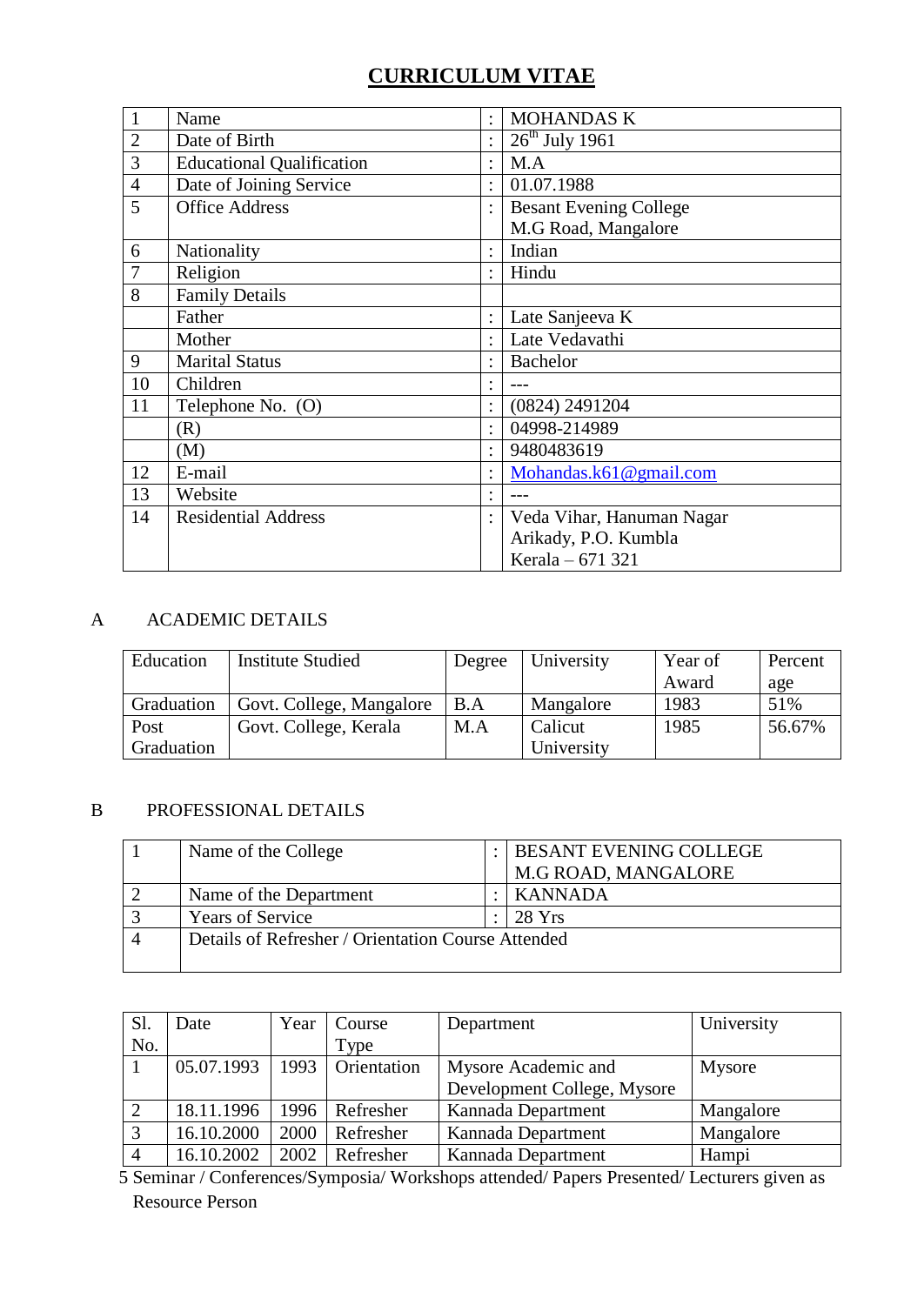# CURRICULUM VITAE

| | | | |
|---|---|---|---|
| 1 | Name | : | MOHANDAS K |
| 2 | Date of Birth | : | 26th July 1961 |
| 3 | Educational Qualification | : | M.A |
| 4 | Date of Joining Service | : | 01.07.1988 |
| 5 | Office Address | : | Besant Evening College<br>M.G Road, Mangalore |
| 6 | Nationality | : | Indian |
| 7 | Religion | : | Hindu |
| 8 | Family Details | | |
| | Father | : | Late Sanjeeva K |
| | Mother | : | Late Vedavathi |
| 9 | Marital Status | : | Bachelor |
| 10 | Children | : | --- |
| 11 | Telephone No. (O) | : | (0824) 2491204 |
| | (R) | : | 04998-214989 |
| | (M) | : | 9480483619 |
| 12 | E-mail | : | Mohandas.k61@gmail.com |
| 13 | Website | : | --- |
| 14 | Residential Address | : | Veda Vihar, Hanuman Nagar<br>Arikady, P.O. Kumbla<br>Kerala – 671 321 |

## A ACADEMIC DETAILS

| Education | Institute Studied | Degree | University | Year of Award | Percentage |
|---|---|---|---|---|---|
| Graduation | Govt. College, Mangalore | B.A | Mangalore | 1983 | 51% |
| Post Graduation | Govt. College, Kerala | M.A | Calicut University | 1985 | 56.67% |

## B PROFESSIONAL DETAILS

| | | | |
|---|---|---|---|
| 1 | Name of the College | : | BESANT EVENING COLLEGE<br>M.G ROAD, MANGALORE |
| 2 | Name of the Department | : | KANNADA |
| 3 | Years of Service | : | 28 Yrs |
| 4 | Details of Refresher / Orientation Course Attended | | |

| Sl. No. | Date | Year | Course Type | Department | University |
|---|---|---|---|---|---|
| 1 | 05.07.1993 | 1993 | Orientation | Mysore Academic and Development College, Mysore | Mysore |
| 2 | 18.11.1996 | 1996 | Refresher | Kannada Department | Mangalore |
| 3 | 16.10.2000 | 2000 | Refresher | Kannada Department | Mangalore |
| 4 | 16.10.2002 | 2002 | Refresher | Kannada Department | Hampi |

5 Seminar / Conferences/Symposia/ Workshops attended/ Papers Presented/ Lecturers given as Resource Person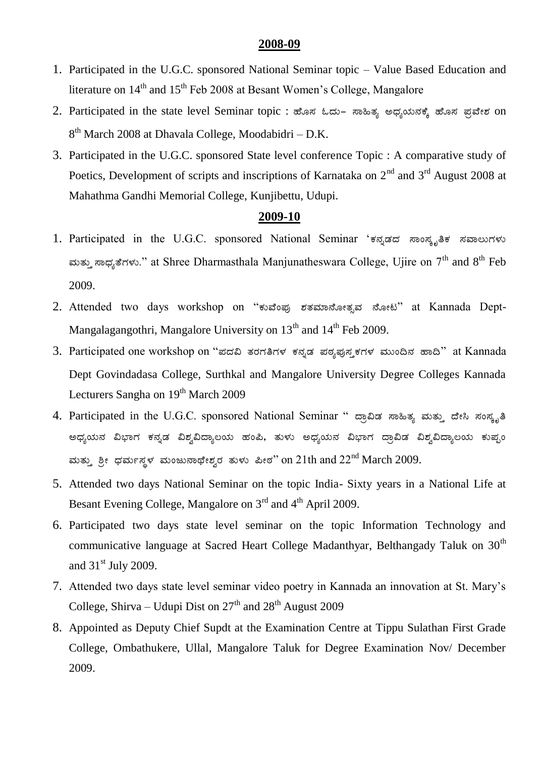## 2008-09

1. Participated in the U.G.C. sponsored National Seminar topic – Value Based Education and literature on 14th and 15th Feb 2008 at Besant Women's College, Mangalore
2. Participated in the state level Seminar topic : ಹೊಸ ಓದು– ಸಾಹಿತ್ಯ ಅಧ್ಯಯನಕ್ಕೆ ಹೊಸ ಪ್ರವೇಶ on 8th March 2008 at Dhavala College, Moodabidri – D.K.
3. Participated in the U.G.C. sponsored State level conference Topic : A comparative study of Poetics, Development of scripts and inscriptions of Karnataka on 2nd and 3rd August 2008 at Mahathma Gandhi Memorial College, Kunjibettu, Udupi.

## 2009-10

1. Participated in the U.G.C. sponsored National Seminar 'ಕನ್ನಡದ ಸಾಂಸ್ಕೃತಿಕ ಸವಾಲುಗಳು ಮತ್ತು ಸಾಧ್ಯತೆಗಳು." at Shree Dharmasthala Manjunatheswara College, Ujire on 7th and 8th Feb 2009.
2. Attended two days workshop on "ಕುವೆಂಪು ಶತಮಾನೋತ್ಸವ ನೋಟ" at Kannada Dept- Mangalagangothri, Mangalore University on 13th and 14th Feb 2009.
3. Participated one workshop on "ಪದವಿ ತರಗತಿಗಳ ಕನ್ನಡ ಪಠ್ಯಪುಸ್ತಕಗಳ ಮುಂದಿನ ಹಾದಿ" at Kannada Dept Govindadasa College, Surthkal and Mangalore University Degree Colleges Kannada Lecturers Sangha on 19th March 2009
4. Participated in the U.G.C. sponsored National Seminar " ದ್ರಾವಿಡ ಸಾಹಿತ್ಯ ಮತ್ತು ದೇಸಿ ಸಂಸ್ಕೃತಿ ಅಧ್ಯಯನ ವಿಭಾಗ ಕನ್ನಡ ವಿಶ್ವವಿದ್ಯಾಲಯ ಹಂಪಿ, ತುಳು ಅಧ್ಯಯನ ವಿಭಾಗ ದ್ರಾವಿಡ ವಿಶ್ವವಿದ್ಯಾಲಯ ಕುಪ್ಪಂ ಮತ್ತು ಶ್ರೀ ಧರ್ಮಸ್ಥಳ ಮಂಜುನಾಥೇಶ್ವರ ತುಳು ಪೀಠ" on 21th and 22nd March 2009.
5. Attended two days National Seminar on the topic India- Sixty years in a National Life at Besant Evening College, Mangalore on 3rd and 4th April 2009.
6. Participated two days state level seminar on the topic Information Technology and communicative language at Sacred Heart College Madanthyar, Belthangady Taluk on 30th and 31st July 2009.
7. Attended two days state level seminar video poetry in Kannada an innovation at St. Mary's College, Shirva – Udupi Dist on 27th and 28th August 2009
8. Appointed as Deputy Chief Supdt at the Examination Centre at Tippu Sulathan First Grade College, Ombathukere, Ullal, Mangalore Taluk for Degree Examination Nov/ December 2009.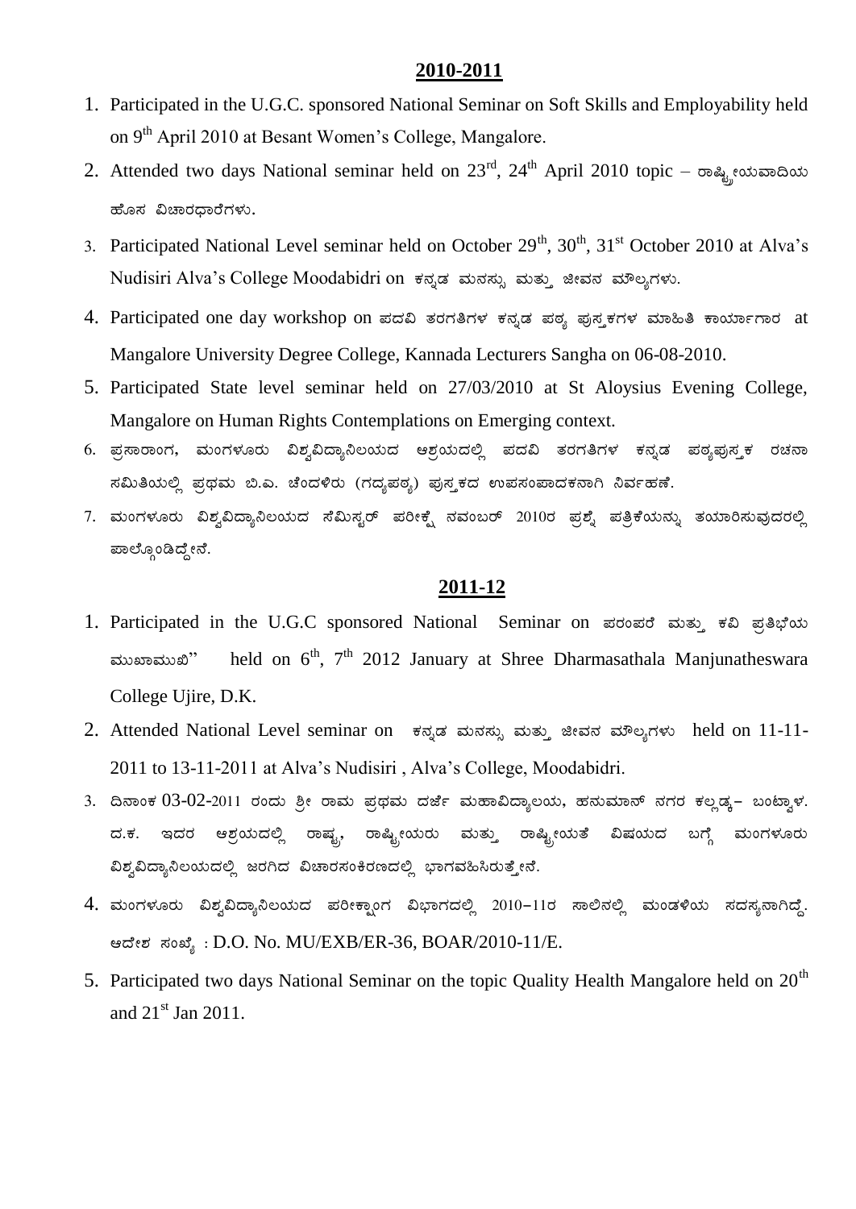## 2010-2011

1. Participated in the U.G.C. sponsored National Seminar on Soft Skills and Employability held on 9th April 2010 at Besant Women's College, Mangalore.
2. Attended two days National seminar held on 23rd, 24th April 2010 topic – ರಾಷ್ಟ್ರೀಯವಾದಿಯ ಹೊಸ ವಿಚಾರಧಾರೆಗಳು.
3. Participated National Level seminar held on October 29th, 30th, 31st October 2010 at Alva's Nudisiri Alva's College Moodabidri on ಕನ್ನಡ ಮನಸ್ಸು ಮತ್ತು ಜೀವನ ಮೌಲ್ಯಗಳು.
4. Participated one day workshop on ಪದವಿ ತರಗತಿಗಳ ಕನ್ನಡ ಪಠ್ಯ ಪುಸ್ತಕಗಳ ಮಾಹಿತಿ ಕಾರ್ಯಾಗಾರ at Mangalore University Degree College, Kannada Lecturers Sangha on 06-08-2010.
5. Participated State level seminar held on 27/03/2010 at St Aloysius Evening College, Mangalore on Human Rights Contemplations on Emerging context.
6. ಪ್ರಸಾರಾಂಗ, ಮಂಗಳೂರು ವಿಶ್ವವಿದ್ಯಾನಿಲಯದ ಆಶ್ರಯದಲ್ಲಿ ಪದವಿ ತರಗತಿಗಳ ಕನ್ನಡ ಪಠ್ಯಪುಸ್ತಕ ರಚನಾ ಸಮಿತಿಯಲ್ಲಿ ಪ್ರಥಮ ಬಿ.ಎ. ಚೆಂದಳಿರು (ಗದ್ಯಪಠ್ಯ) ಪುಸ್ತಕದ ಉಪಸಂಪಾದಕನಾಗಿ ನಿರ್ವಹಣೆ.
7. ಮಂಗಳೂರು ವಿಶ್ವವಿದ್ಯಾನಿಲಯದ ಸೆಮಿಸ್ಟರ್ ಪರೀಕ್ಷೆ ನವಂಬರ್ 2010ರ ಪ್ರಶ್ನೆ ಪತ್ರಿಕೆಯನ್ನು ತಯಾರಿಸುವುದರಲ್ಲಿ ಪಾಲ್ಗೊಂಡಿದ್ದೇನೆ.

## 2011-12

1. Participated in the U.G.C sponsored National Seminar on ಪರಂಪರೆ ಮತ್ತು ಕವಿ ಪ್ರತಿಭೆಯ ಮುಖಾಮುಖಿ" held on 6th, 7th 2012 January at Shree Dharmasathala Manjunatheswara College Ujire, D.K.
2. Attended National Level seminar on ಕನ್ನಡ ಮನಸ್ಸು ಮತ್ತು ಜೀವನ ಮೌಲ್ಯಗಳು held on 11-11-2011 to 13-11-2011 at Alva's Nudisiri , Alva's College, Moodabidri.
3. ದಿನಾಂಕ 03-02-2011 ರಂದು ಶ್ರೀ ರಾಮ ಪ್ರಥಮ ದರ್ಜೆ ಮಹಾವಿದ್ಯಾಲಯ, ಹನುಮಾನ್ ನಗರ ಕಲ್ಲಡ್ಕ– ಬಂಟ್ವಾಳ. ದ.ಕ. ಇದರ ಆಶ್ರಯದಲ್ಲಿ ರಾಷ್ಟ್ರ, ರಾಷ್ಟ್ರೀಯರು ಮತ್ತು ರಾಷ್ಟ್ರೀಯತೆ ವಿಷಯದ ಬಗ್ಗೆ ಮಂಗಳೂರು ವಿಶ್ವವಿದ್ಯಾನಿಲಯದಲ್ಲಿ ಜರಗಿದ ವಿಚಾರಸಂಕಿರಣದಲ್ಲಿ ಭಾಗವಹಿಸಿರುತ್ತೇನೆ.
4. ಮಂಗಳೂರು ವಿಶ್ವವಿದ್ಯಾನಿಲಯದ ಪರೀಕ್ಷಾಂಗ ವಿಭಾಗದಲ್ಲಿ 2010–11ರ ಸಾಲಿನಲ್ಲಿ ಮಂಡಳಿಯ ಸದಸ್ಯನಾಗಿದ್ದೆ. ಆದೇಶ ಸಂಖ್ಯೆ : D.O. No. MU/EXB/ER-36, BOAR/2010-11/E.
5. Participated two days National Seminar on the topic Quality Health Mangalore held on 20th and 21st Jan 2011.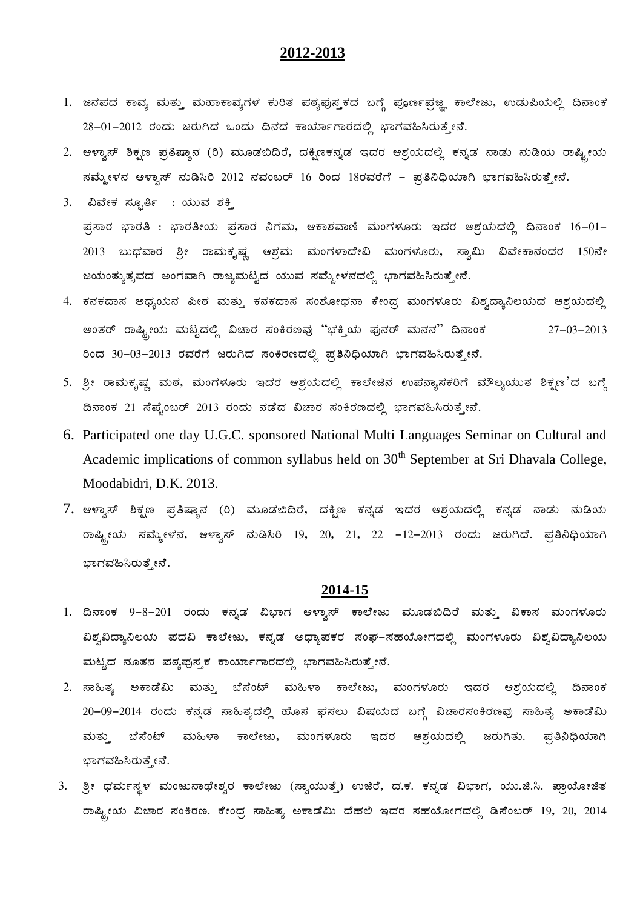## 2012-2013

1. ಜನಪದ ಕಾವ್ಯ ಮತ್ತು ಮಹಾಕಾವ್ಯಗಳ ಕುರಿತ ಪಠ್ಯಪುಸ್ತಕದ ಬಗ್ಗೆ ಪೂರ್ಣಪ್ರಜ್ಞ ಕಾಲೇಜು, ಉಡುಪಿಯಲ್ಲಿ ದಿನಾಂಕ 28–01–2012 ರಂದು ಜರುಗಿದ ಒಂದು ದಿನದ ಕಾರ್ಯಾಗಾರದಲ್ಲಿ ಭಾಗವಹಿಸಿರುತ್ತೇನೆ.
2. ಆಳ್ವಾಸ್ ಶಿಕ್ಷಣ ಪ್ರತಿಷ್ಠಾನ (ರಿ) ಮೂಡಬಿದಿರೆ, ದಕ್ಷಿಣಕನ್ನಡ ಇದರ ಆಶ್ರಯದಲ್ಲಿ ಕನ್ನಡ ನಾಡು ನುಡಿಯ ರಾಷ್ಟ್ರೀಯ ಸಮ್ಮೇಳನ ಆಳ್ವಾಸ್ ನುಡಿಸಿರಿ 2012 ನವಂಬರ್ 16 ರಿಂದ 18ರವರೆಗೆ – ಪ್ರತಿನಿಧಿಯಾಗಿ ಭಾಗವಹಿಸಿರುತ್ತೇನೆ.
3. ವಿವೇಕ ಸ್ಫೂರ್ತಿ : ಯುವ ಶಕ್ತಿ
   ಪ್ರಸಾರ ಭಾರತಿ : ಭಾರತೀಯ ಪ್ರಸಾರ ನಿಗಮ, ಆಕಾಶವಾಣಿ ಮಂಗಳೂರು ಇದರ ಆಶ್ರಯದಲ್ಲಿ ದಿನಾಂಕ 16–01–2013 ಬುಧವಾರ ಶ್ರೀ ರಾಮಕೃಷ್ಣ ಆಶ್ರಮ ಮಂಗಳಾದೇವಿ ಮಂಗಳೂರು, ಸ್ವಾಮಿ ವಿವೇಕಾನಂದರ 150ನೇ ಜಯಂತ್ಯುತ್ಸವದ ಅಂಗವಾಗಿ ರಾಜ್ಯಮಟ್ಟದ ಯುವ ಸಮ್ಮೇಳನದಲ್ಲಿ ಭಾಗವಹಿಸಿರುತ್ತೇನೆ.
4. ಕನಕದಾಸ ಅಧ್ಯಯನ ಪೀಠ ಮತ್ತು ಕನಕದಾಸ ಸಂಶೋಧನಾ ಕೇಂದ್ರ ಮಂಗಳೂರು ವಿಶ್ವದ್ಯಾನಿಲಯದ ಆಶ್ರಯದಲ್ಲಿ ಅಂತರ್ ರಾಷ್ಟ್ರೀಯ ಮಟ್ಟದಲ್ಲಿ ವಿಚಾರ ಸಂಕಿರಣವು "ಭಕ್ತಿಯ ಪುನರ್ ಮನನ" ದಿನಾಂಕ 27–03–2013 ರಿಂದ 30–03–2013 ರವರೆಗೆ ಜರುಗಿದ ಸಂಕಿರಣದಲ್ಲಿ ಪ್ರತಿನಿಧಿಯಾಗಿ ಭಾಗವಹಿಸಿರುತ್ತೇನೆ.
5. ಶ್ರೀ ರಾಮಕೃಷ್ಣ ಮಠ, ಮಂಗಳೂರು ಇದರ ಆಶ್ರಯದಲ್ಲಿ ಕಾಲೇಜಿನ ಉಪನ್ಯಾಸಕರಿಗೆ ಮೌಲ್ಯಯುತ ಶಿಕ್ಷಣ'ದ ಬಗ್ಗೆ ದಿನಾಂಕ 21 ಸೆಪ್ಟೆಂಬರ್ 2013 ರಂದು ನಡೆದ ವಿಚಾರ ಸಂಕಿರಣದಲ್ಲಿ ಭಾಗವಹಿಸಿರುತ್ತೇನೆ.
6. Participated one day U.G.C. sponsored National Multi Languages Seminar on Cultural and Academic implications of common syllabus held on 30th September at Sri Dhavala College, Moodabidri, D.K. 2013.
7. ಆಳ್ವಾಸ್ ಶಿಕ್ಷಣ ಪ್ರತಿಷ್ಠಾನ (ರಿ) ಮೂಡಬಿದಿರೆ, ದಕ್ಷಿಣ ಕನ್ನಡ ಇದರ ಆಶ್ರಯದಲ್ಲಿ ಕನ್ನಡ ನಾಡು ನುಡಿಯ ರಾಷ್ಟ್ರೀಯ ಸಮ್ಮೇಳನ, ಆಳ್ವಾಸ್ ನುಡಿಸಿರಿ 19, 20, 21, 22 –12–2013 ರಂದು ಜರುಗಿದೆ. ಪ್ರತಿನಿಧಿಯಾಗಿ ಭಾಗವಹಿಸಿರುತ್ತೇನೆ.

## 2014-15

1. ದಿನಾಂಕ 9–8–201 ರಂದು ಕನ್ನಡ ವಿಭಾಗ ಆಳ್ವಾಸ್ ಕಾಲೇಜು ಮೂಡಬಿದಿರೆ ಮತ್ತು ವಿಕಾಸ ಮಂಗಳೂರು ವಿಶ್ವವಿದ್ಯಾನಿಲಯ ಪದವಿ ಕಾಲೇಜು, ಕನ್ನಡ ಅಧ್ಯಾಪಕರ ಸಂಘ–ಸಹಯೋಗದಲ್ಲಿ ಮಂಗಳೂರು ವಿಶ್ವವಿದ್ಯಾನಿಲಯ ಮಟ್ಟದ ನೂತನ ಪಠ್ಯಪುಸ್ತಕ ಕಾರ್ಯಾಗಾರದಲ್ಲಿ ಭಾಗವಹಿಸಿರುತ್ತೇನೆ.
2. ಸಾಹಿತ್ಯ ಅಕಾಡೆಮಿ ಮತ್ತು ಬೆಸೆಂಟ್ ಮಹಿಳಾ ಕಾಲೇಜು, ಮಂಗಳೂರು ಇದರ ಆಶ್ರಯದಲ್ಲಿ ದಿನಾಂಕ 20–09–2014 ರಂದು ಕನ್ನಡ ಸಾಹಿತ್ಯದಲ್ಲಿ ಹೊಸ ಫಸಲು ವಿಷಯದ ಬಗ್ಗೆ ವಿಚಾರಸಂಕಿರಣವು ಸಾಹಿತ್ಯ ಅಕಾಡೆಮಿ ಮತ್ತು ಬೆಸೆಂಟ್ ಮಹಿಳಾ ಕಾಲೇಜು, ಮಂಗಳೂರು ಇದರ ಆಶ್ರಯದಲ್ಲಿ ಜರುಗಿತು. ಪ್ರತಿನಿಧಿಯಾಗಿ ಭಾಗವಹಿಸಿರುತ್ತೇನೆ.
3. ಶ್ರೀ ಧರ್ಮಸ್ಥಳ ಮಂಜುನಾಥೇಶ್ವರ ಕಾಲೇಜು (ಸ್ವಾಯುತ್ತೆ) ಉಜಿರೆ, ದ.ಕ. ಕನ್ನಡ ವಿಭಾಗ, ಯು.ಜಿ.ಸಿ. ಪ್ರಾಯೋಜಿತ ರಾಷ್ಟ್ರೀಯ ವಿಚಾರ ಸಂಕಿರಣ. ಕೇಂದ್ರ ಸಾಹಿತ್ಯ ಅಕಾಡೆಮಿ ದೆಹಲಿ ಇದರ ಸಹಯೋಗದಲ್ಲಿ ಡಿಸೆಂಬರ್ 19, 20, 2014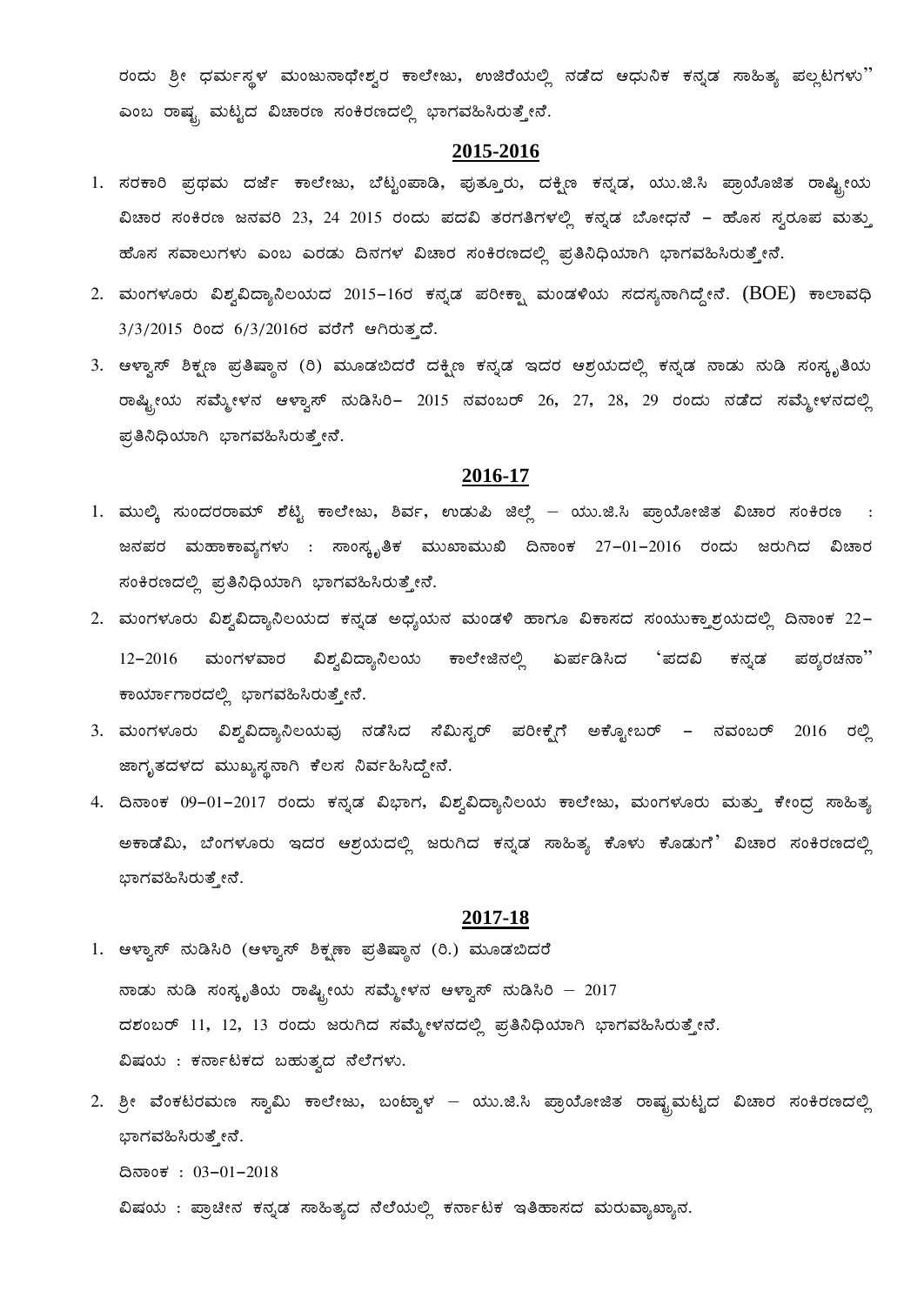ರಂದು ಶ್ರೀ ಧರ್ಮಸ್ಥಳ ಮಂಜುನಾಥೇಶ್ವರ ಕಾಲೇಜು, ಉಜಿರೆಯಲ್ಲಿ ನಡೆದ ಆಧುನಿಕ ಕನ್ನಡ ಸಾಹಿತ್ಯ ಪಲ್ಲಟಗಳು'' ಎಂಬ ರಾಷ್ಟ್ರ ಮಟ್ಟದ ವಿಚಾರಣ ಸಂಕಿರಣದಲ್ಲಿ ಭಾಗವಹಿಸಿರುತ್ತೇನೆ.

## 2015-2016

1. ಸರಕಾರಿ ಪ್ರಥಮ ದರ್ಜೆ ಕಾಲೇಜು, ಬೆಟ್ಟಂಪಾಡಿ, ಪುತ್ತೂರು, ದಕ್ಷಿಣ ಕನ್ನಡ, ಯು.ಜಿ.ಸಿ ಪ್ರಾಯೊಜಿತ ರಾಷ್ಟ್ರೀಯ ವಿಚಾರ ಸಂಕಿರಣ ಜನವರಿ 23, 24 2015 ರಂದು ಪದವಿ ತರಗತಿಗಳಲ್ಲಿ ಕನ್ನಡ ಬೋಧನೆ – ಹೊಸ ಸ್ವರೂಪ ಮತ್ತು ಹೊಸ ಸವಾಲುಗಳು ಎಂಬ ಎರಡು ದಿನಗಳ ವಿಚಾರ ಸಂಕಿರಣದಲ್ಲಿ ಪ್ರತಿನಿಧಿಯಾಗಿ ಭಾಗವಹಿಸಿರುತ್ತೇನೆ.
2. ಮಂಗಳೂರು ವಿಶ್ವವಿದ್ಯಾನಿಲಯದ 2015–16ರ ಕನ್ನಡ ಪರೀಕ್ಷಾ ಮಂಡಳಿಯ ಸದಸ್ಯನಾಗಿದ್ದೇನೆ. (BOE) ಕಾಲಾವಧಿ 3/3/2015 ರಿಂದ 6/3/2016ರ ವರೆಗೆ ಆಗಿರುತ್ತದೆ.
3. ಆಳ್ವಾಸ್ ಶಿಕ್ಷಣ ಪ್ರತಿಷ್ಠಾನ (ರಿ) ಮೂಡಬಿದರೆ ದಕ್ಷಿಣ ಕನ್ನಡ ಇದರ ಆಶ್ರಯದಲ್ಲಿ ಕನ್ನಡ ನಾಡು ನುಡಿ ಸಂಸ್ಕೃತಿಯ ರಾಷ್ಟ್ರೀಯ ಸಮ್ಮೇಳನ ಆಳ್ವಾಸ್ ನುಡಿಸಿರಿ– 2015 ನವಂಬರ್ 26, 27, 28, 29 ರಂದು ನಡೆದ ಸಮ್ಮೇಳನದಲ್ಲಿ ಪ್ರತಿನಿಧಿಯಾಗಿ ಭಾಗವಹಿಸಿರುತ್ತೇನೆ.

## 2016-17

1. ಮುಲ್ಕಿ ಸುಂದರರಾಮ್ ಶೆಟ್ಟಿ ಕಾಲೇಜು, ಶಿರ್ವ, ಉಡುಪಿ ಜಿಲ್ಲೆ – ಯು.ಜಿ.ಸಿ ಪ್ರಾಯೋಜಿತ ವಿಚಾರ ಸಂಕಿರಣ : ಜನಪರ ಮಹಾಕಾವ್ಯಗಳು : ಸಾಂಸ್ಕೃತಿಕ ಮುಖಾಮುಖಿ ದಿನಾಂಕ 27–01–2016 ರಂದು ಜರುಗಿದ ವಿಚಾರ ಸಂಕಿರಣದಲ್ಲಿ ಪ್ರತಿನಿಧಿಯಾಗಿ ಭಾಗವಹಿಸಿರುತ್ತೇನೆ.
2. ಮಂಗಳೂರು ವಿಶ್ವವಿದ್ಯಾನಿಲಯದ ಕನ್ನಡ ಅಧ್ಯಯನ ಮಂಡಳಿ ಹಾಗೂ ವಿಕಾಸದ ಸಂಯುಕ್ತಾಶ್ರಯದಲ್ಲಿ ದಿನಾಂಕ 22–12–2016 ಮಂಗಳವಾರ ವಿಶ್ವವಿದ್ಯಾನಿಲಯ ಕಾಲೇಜಿನಲ್ಲಿ ಏರ್ಪಡಿಸಿದ 'ಪದವಿ ಕನ್ನಡ ಪಠ್ಯರಚನಾ'' ಕಾರ್ಯಾಗಾರದಲ್ಲಿ ಭಾಗವಹಿಸಿರುತ್ತೇನೆ.
3. ಮಂಗಳೂರು ವಿಶ್ವವಿದ್ಯಾನಿಲಯವು ನಡೆಸಿದ ಸೆಮಿಸ್ಟರ್ ಪರೀಕ್ಷೆಗೆ ಅಕ್ಟೋಬರ್ – ನವಂಬರ್ 2016 ರಲ್ಲಿ ಜಾಗೃತದಳದ ಮುಖ್ಯಸ್ಥನಾಗಿ ಕೆಲಸ ನಿರ್ವಹಿಸಿದ್ದೇನೆ.
4. ದಿನಾಂಕ 09–01–2017 ರಂದು ಕನ್ನಡ ವಿಭಾಗ, ವಿಶ್ವವಿದ್ಯಾನಿಲಯ ಕಾಲೇಜು, ಮಂಗಳೂರು ಮತ್ತು ಕೇಂದ್ರ ಸಾಹಿತ್ಯ ಅಕಾಡೆಮಿ, ಬೆಂಗಳೂರು ಇದರ ಆಶ್ರಯದಲ್ಲಿ ಜರುಗಿದ ಕನ್ನಡ ಸಾಹಿತ್ಯ ಕೊಳು ಕೊಡುಗೆ' ವಿಚಾರ ಸಂಕಿರಣದಲ್ಲಿ ಭಾಗವಹಿಸಿರುತ್ತೇನೆ.

## 2017-18

1. ಆಳ್ವಾಸ್ ನುಡಿಸಿರಿ (ಆಳ್ವಾಸ್ ಶಿಕ್ಷಣಾ ಪ್ರತಿಷ್ಠಾನ (ರಿ.) ಮೂಡಬಿದರೆ
   ನಾಡು ನುಡಿ ಸಂಸ್ಕೃತಿಯ ರಾಷ್ಟ್ರೀಯ ಸಮ್ಮೇಳನ ಆಳ್ವಾಸ್ ನುಡಿಸಿರಿ – 2017
   ದಶಂಬರ್ 11, 12, 13 ರಂದು ಜರುಗಿದ ಸಮ್ಮೇಳನದಲ್ಲಿ ಪ್ರತಿನಿಧಿಯಾಗಿ ಭಾಗವಹಿಸಿರುತ್ತೇನೆ.
   ವಿಷಯ : ಕರ್ನಾಟಕದ ಬಹುತ್ವದ ನೆಲೆಗಳು.
2. ಶ್ರೀ ವೆಂಕಟರಮಣ ಸ್ವಾಮಿ ಕಾಲೇಜು, ಬಂಟ್ವಾಳ – ಯು.ಜಿ.ಸಿ ಪ್ರಾಯೋಜಿತ ರಾಷ್ಟ್ರಮಟ್ಟದ ವಿಚಾರ ಸಂಕಿರಣದಲ್ಲಿ ಭಾಗವಹಿಸಿರುತ್ತೇನೆ.
   ದಿನಾಂಕ : 03–01–2018
   ವಿಷಯ : ಪ್ರಾಚೀನ ಕನ್ನಡ ಸಾಹಿತ್ಯದ ನೆಲೆಯಲ್ಲಿ ಕರ್ನಾಟಕ ಇತಿಹಾಸದ ಮರುವ್ಯಾಖ್ಯಾನ.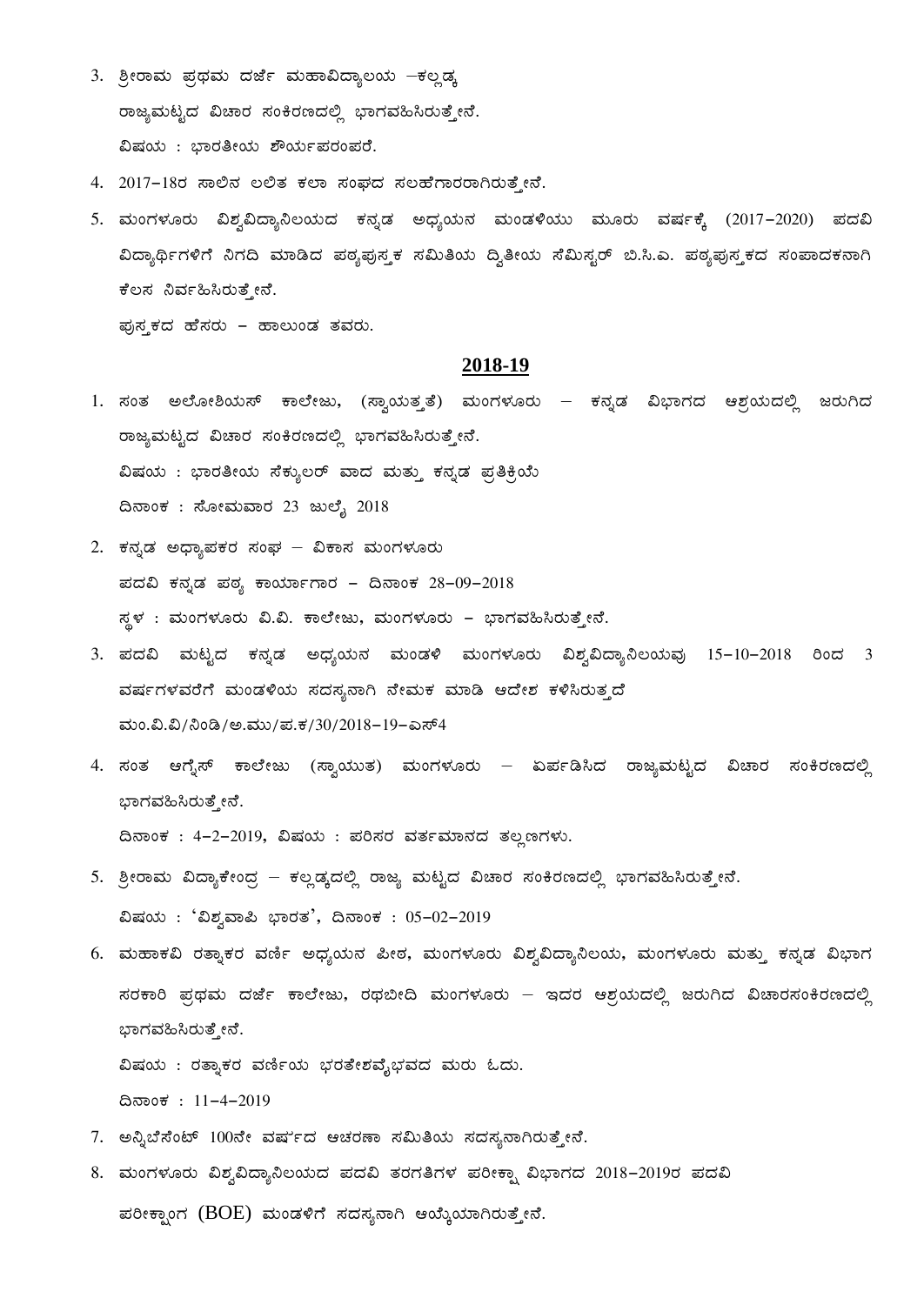3. ಶ್ರೀರಾಮ ಪ್ರಥಮ ದರ್ಜೆ ಮಹಾವಿದ್ಯಾಲಯ –ಕಲ್ಲಡ್ಕ

   ರಾಜ್ಯಮಟ್ಟದ ವಿಚಾರ ಸಂಕಿರಣದಲ್ಲಿ ಭಾಗವಹಿಸಿರುತ್ತೇನೆ.

   ವಿಷಯ : ಭಾರತೀಯ ಶೌರ್ಯಪರಂಪರೆ.

4. 2017–18ರ ಸಾಲಿನ ಲಲಿತ ಕಲಾ ಸಂಘದ ಸಲಹೆಗಾರರಾಗಿರುತ್ತೇನೆ.

5. ಮಂಗಳೂರು ವಿಶ್ವವಿದ್ಯಾನಿಲಯದ ಕನ್ನಡ ಅಧ್ಯಯನ ಮಂಡಳಿಯು ಮೂರು ವರ್ಷಕ್ಕೆ (2017–2020) ಪದವಿ ವಿದ್ಯಾರ್ಥಿಗಳಿಗೆ ನಿಗದಿ ಮಾಡಿದ ಪಠ್ಯಪುಸ್ತಕ ಸಮಿತಿಯ ದ್ವಿತೀಯ ಸೆಮಿಸ್ಟರ್ ಬಿ.ಸಿ.ಎ. ಪಠ್ಯಪುಸ್ತಕದ ಸಂಪಾದಕನಾಗಿ ಕೆಲಸ ನಿರ್ವಹಿಸಿರುತ್ತೇನೆ.

   ಪುಸ್ತಕದ ಹೆಸರು – ಹಾಲುಂಡ ತವರು.

## 2018-19

1. ಸಂತ ಅಲೋಶಿಯಸ್ ಕಾಲೇಜು, (ಸ್ವಾಯತ್ತತೆ) ಮಂಗಳೂರು – ಕನ್ನಡ ವಿಭಾಗದ ಆಶ್ರಯದಲ್ಲಿ ಜರುಗಿದ ರಾಜ್ಯಮಟ್ಟದ ವಿಚಾರ ಸಂಕಿರಣದಲ್ಲಿ ಭಾಗವಹಿಸಿರುತ್ತೇನೆ.

   ವಿಷಯ : ಭಾರತೀಯ ಸೆಕ್ಯುಲರ್ ವಾದ ಮತ್ತು ಕನ್ನಡ ಪ್ರತಿಕ್ರಿಯೆ

   ದಿನಾಂಕ : ಸೋಮವಾರ 23 ಜುಲೈ 2018

2. ಕನ್ನಡ ಅಧ್ಯಾಪಕರ ಸಂಘ – ವಿಕಾಸ ಮಂಗಳೂರು

   ಪದವಿ ಕನ್ನಡ ಪಠ್ಯ ಕಾರ್ಯಾಗಾರ – ದಿನಾಂಕ 28–09–2018

   ಸ್ಥಳ : ಮಂಗಳೂರು ವಿ.ವಿ. ಕಾಲೇಜು, ಮಂಗಳೂರು – ಭಾಗವಹಿಸಿರುತ್ತೇನೆ.

3. ಪದವಿ ಮಟ್ಟದ ಕನ್ನಡ ಅಧ್ಯಯನ ಮಂಡಳಿ ಮಂಗಳೂರು ವಿಶ್ವವಿದ್ಯಾನಿಲಯವು 15–10–2018 ರಿಂದ 3 ವರ್ಷಗಳವರೆಗೆ ಮಂಡಳಿಯ ಸದಸ್ಯನಾಗಿ ನೇಮಕ ಮಾಡಿ ಆದೇಶ ಕಳಿಸಿರುತ್ತದೆ

   ಮಂ.ವಿ.ವಿ/ನಿಂಡಿ/ಅ.ಮು/ಪ.ಕ/30/2018–19–ಎಸ್4

4. ಸಂತ ಆಗ್ನೆಸ್ ಕಾಲೇಜು (ಸ್ವಾಯುತ) ಮಂಗಳೂರು – ಏರ್ಪಡಿಸಿದ ರಾಜ್ಯಮಟ್ಟದ ವಿಚಾರ ಸಂಕಿರಣದಲ್ಲಿ ಭಾಗವಹಿಸಿರುತ್ತೇನೆ.

   ದಿನಾಂಕ : 4–2–2019, ವಿಷಯ : ಪರಿಸರ ವರ್ತಮಾನದ ತಲ್ಲಣಗಳು.

5. ಶ್ರೀರಾಮ ವಿದ್ಯಾಕೇಂದ್ರ – ಕಲ್ಲಡ್ಕದಲ್ಲಿ ರಾಜ್ಯ ಮಟ್ಟದ ವಿಚಾರ ಸಂಕಿರಣದಲ್ಲಿ ಭಾಗವಹಿಸಿರುತ್ತೇನೆ.

   ವಿಷಯ : 'ವಿಶ್ವವಾಪಿ ಭಾರತ', ದಿನಾಂಕ : 05–02–2019

6. ಮಹಾಕವಿ ರತ್ನಾಕರ ವರ್ಣಿ ಅಧ್ಯಯನ ಪೀಠ, ಮಂಗಳೂರು ವಿಶ್ವವಿದ್ಯಾನಿಲಯ, ಮಂಗಳೂರು ಮತ್ತು ಕನ್ನಡ ವಿಭಾಗ ಸರಕಾರಿ ಪ್ರಥಮ ದರ್ಜೆ ಕಾಲೇಜು, ರಥಬೀದಿ ಮಂಗಳೂರು – ಇದರ ಆಶ್ರಯದಲ್ಲಿ ಜರುಗಿದ ವಿಚಾರಸಂಕಿರಣದಲ್ಲಿ ಭಾಗವಹಿಸಿರುತ್ತೇನೆ.

   ವಿಷಯ : ರತ್ನಾಕರ ವರ್ಣಿಯ ಭರತೇಶವೈಭವದ ಮರು ಓದು.

   ದಿನಾಂಕ : 11–4–2019

7. ಅನ್ನಿಬೆಸೆಂಟ್ 100ನೇ ವರ್ಷದ ಆಚರಣಾ ಸಮಿತಿಯ ಸದಸ್ಯನಾಗಿರುತ್ತೇನೆ.

8. ಮಂಗಳೂರು ವಿಶ್ವವಿದ್ಯಾನಿಲಯದ ಪದವಿ ತರಗತಿಗಳ ಪರೀಕ್ಷಾ ವಿಭಾಗದ 2018–2019ರ ಪದವಿ ಪರೀಕ್ಷಾಂಗ (BOE) ಮಂಡಳಿಗೆ ಸದಸ್ಯನಾಗಿ ಆಯ್ಕೆಯಾಗಿರುತ್ತೇನೆ.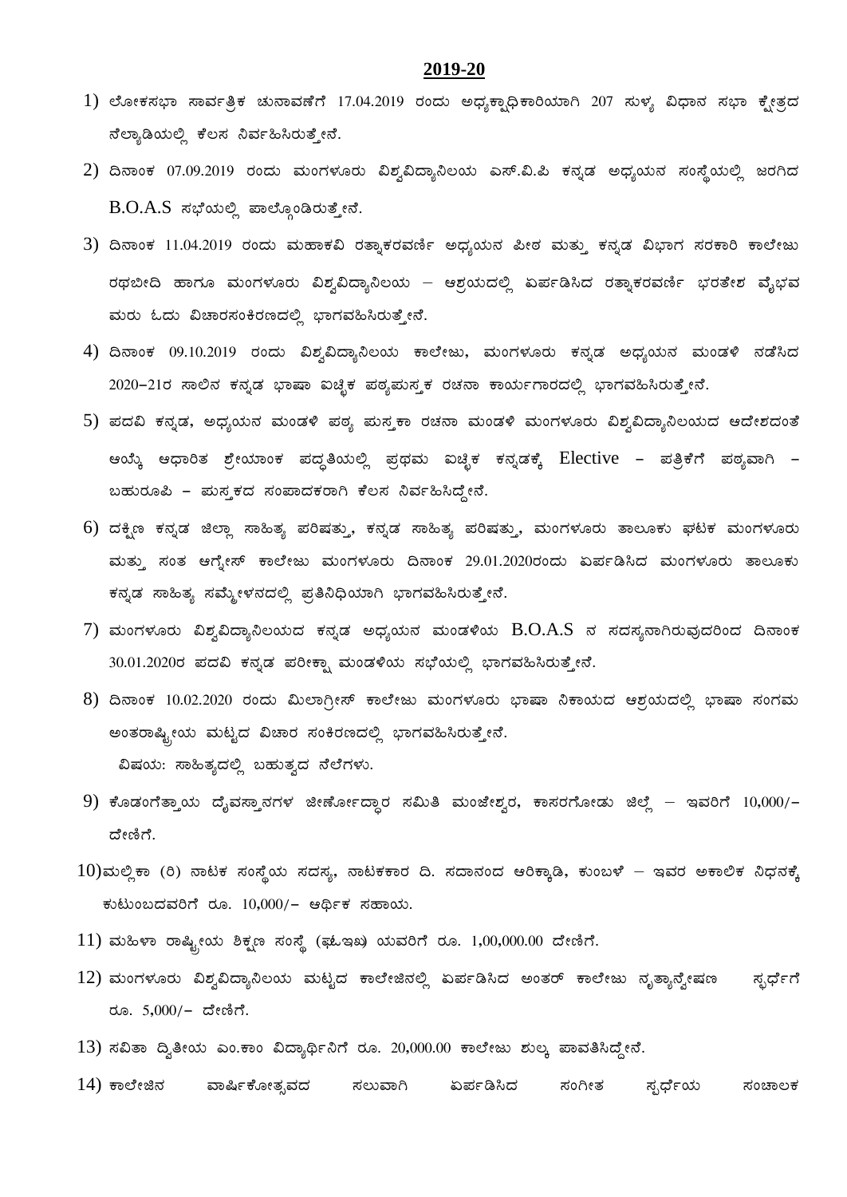**2019-20**

1) ಲೋಕಸಭಾ ಸಾರ್ವತ್ರಿಕ ಚುನಾವಣೆಗೆ 17.04.2019 ರಂದು ಅಧ್ಯಕ್ಷಾಧಿಕಾರಿಯಾಗಿ 207 ಸುಳ್ಯ ವಿಧಾನ ಸಭಾ ಕ್ಷೇತ್ರದ ನೆಲ್ಯಾಡಿಯಲ್ಲಿ ಕೆಲಸ ನಿರ್ವಹಿಸಿರುತ್ತೇನೆ.

2) ದಿನಾಂಕ 07.09.2019 ರಂದು ಮಂಗಳೂರು ವಿಶ್ವವಿದ್ಯಾನಿಲಯ ಎಸ್.ವಿ.ಪಿ ಕನ್ನಡ ಅಧ್ಯಯನ ಸಂಸ್ಥೆಯಲ್ಲಿ ಜರಗಿದ B.O.A.S ಸಭೆಯಲ್ಲಿ ಪಾಲ್ಗೊಂಡಿರುತ್ತೇನೆ.

3) ದಿನಾಂಕ 11.04.2019 ರಂದು ಮಹಾಕವಿ ರತ್ನಾಕರವರ್ಣಿ ಅಧ್ಯಯನ ಪೀಠ ಮತ್ತು ಕನ್ನಡ ವಿಭಾಗ ಸರಕಾರಿ ಕಾಲೇಜು ರಥಬೀದಿ ಹಾಗೂ ಮಂಗಳೂರು ವಿಶ್ವವಿದ್ಯಾನಿಲಯ – ಆಶ್ರಯದಲ್ಲಿ ಏರ್ಪಡಿಸಿದ ರತ್ನಾಕರವರ್ಣಿ ಭರತೇಶ ವೈಭವ ಮರು ಓದು ವಿಚಾರಸಂಕಿರಣದಲ್ಲಿ ಭಾಗವಹಿಸಿರುತ್ತೇನೆ.

4) ದಿನಾಂಕ 09.10.2019 ರಂದು ವಿಶ್ವವಿದ್ಯಾನಿಲಯ ಕಾಲೇಜು, ಮಂಗಳೂರು ಕನ್ನಡ ಅಧ್ಯಯನ ಮಂಡಳಿ ನಡೆಸಿದ 2020–21ರ ಸಾಲಿನ ಕನ್ನಡ ಭಾಷಾ ಐಚ್ಛಿಕ ಪಠ್ಯಪುಸ್ತಕ ರಚನಾ ಕಾರ್ಯಗಾರದಲ್ಲಿ ಭಾಗವಹಿಸಿರುತ್ತೇನೆ.

5) ಪದವಿ ಕನ್ನಡ, ಅಧ್ಯಯನ ಮಂಡಳಿ ಪಠ್ಯ ಪುಸ್ತಕಾ ರಚನಾ ಮಂಡಳಿ ಮಂಗಳೂರು ವಿಶ್ವವಿದ್ಯಾನಿಲಯದ ಆದೇಶದಂತೆ ಆಯ್ಕೆ ಆಧಾರಿತ ಶ್ರೇಯಾಂಕ ಪದ್ಧತಿಯಲ್ಲಿ ಪ್ರಥಮ ಐಚ್ಛಿಕ ಕನ್ನಡಕ್ಕೆ Elective – ಪತ್ರಿಕೆಗೆ ಪಠ್ಯವಾಗಿ – ಬಹುರೂಪಿ – ಪುಸ್ತಕದ ಸಂಪಾದಕರಾಗಿ ಕೆಲಸ ನಿರ್ವಹಿಸಿದ್ದೇನೆ.

6) ದಕ್ಷಿಣ ಕನ್ನಡ ಜಿಲ್ಲಾ ಸಾಹಿತ್ಯ ಪರಿಷತ್ತು, ಕನ್ನಡ ಸಾಹಿತ್ಯ ಪರಿಷತ್ತು, ಮಂಗಳೂರು ತಾಲೂಕು ಘಟಕ ಮಂಗಳೂರು ಮತ್ತು ಸಂತ ಆಗ್ನೇಸ್ ಕಾಲೇಜು ಮಂಗಳೂರು ದಿನಾಂಕ 29.01.2020ರಂದು ಏರ್ಪಡಿಸಿದ ಮಂಗಳೂರು ತಾಲೂಕು ಕನ್ನಡ ಸಾಹಿತ್ಯ ಸಮ್ಮೇಳನದಲ್ಲಿ ಪ್ರತಿನಿಧಿಯಾಗಿ ಭಾಗವಹಿಸಿರುತ್ತೇನೆ.

7) ಮಂಗಳೂರು ವಿಶ್ವವಿದ್ಯಾನಿಲಯದ ಕನ್ನಡ ಅಧ್ಯಯನ ಮಂಡಳಿಯ B.O.A.S ನ ಸದಸ್ಯನಾಗಿರುವುದರಿಂದ ದಿನಾಂಕ 30.01.2020ರ ಪದವಿ ಕನ್ನಡ ಪರೀಕ್ಷಾ ಮಂಡಳಿಯ ಸಭೆಯಲ್ಲಿ ಭಾಗವಹಿಸಿರುತ್ತೇನೆ.

8) ದಿನಾಂಕ 10.02.2020 ರಂದು ಮಿಲಾಗ್ರೀಸ್ ಕಾಲೇಜು ಮಂಗಳೂರು ಭಾಷಾ ನಿಕಾಯದ ಆಶ್ರಯದಲ್ಲಿ ಭಾಷಾ ಸಂಗಮ ಅಂತರಾಷ್ಟ್ರೀಯ ಮಟ್ಟದ ವಿಚಾರ ಸಂಕಿರಣದಲ್ಲಿ ಭಾಗವಹಿಸಿರುತ್ತೇನೆ.
   ವಿಷಯ: ಸಾಹಿತ್ಯದಲ್ಲಿ ಬಹುತ್ವದ ನೆಲೆಗಳು.

9) ಕೊಡಂಗೆತ್ತಾಯ ದೈವಸ್ಥಾನಗಳ ಜೀರ್ಣೋದ್ಧಾರ ಸಮಿತಿ ಮಂಜೇಶ್ವರ, ಕಾಸರಗೋಡು ಜಿಲ್ಲೆ – ಇವರಿಗೆ 10,000/– ದೇಣಿಗೆ.

10) ಮಲ್ಲಿಕಾ (ರಿ) ನಾಟಕ ಸಂಸ್ಥೆಯ ಸದಸ್ಯ, ನಾಟಕಕಾರ ದಿ. ಸದಾನಂದ ಆರಿಕ್ಕಾಡಿ, ಕುಂಬಳೆ – ಇವರ ಅಕಾಲಿಕ ನಿಧನಕ್ಕೆ ಕುಟುಂಬದವರಿಗೆ ರೂ. 10,000/– ಆರ್ಥಿಕ ಸಹಾಯ.

11) ಮಹಿಳಾ ರಾಷ್ಟ್ರೀಯ ಶಿಕ್ಷಣ ಸಂಸ್ಥೆ (ಘಟಇಖ) ಯವರಿಗೆ ರೂ. 1,00,000.00 ದೇಣಿಗೆ.

12) ಮಂಗಳೂರು ವಿಶ್ವವಿದ್ಯಾನಿಲಯ ಮಟ್ಟದ ಕಾಲೇಜಿನಲ್ಲಿ ಏರ್ಪಡಿಸಿದ ಅಂತರ್ ಕಾಲೇಜು ನೃತ್ಯಾನ್ವೇಷಣ ಸ್ಪರ್ಧೆಗೆ ರೂ. 5,000/– ದೇಣಿಗೆ.

13) ಸವಿತಾ ದ್ವಿತೀಯ ಎಂ.ಕಾಂ ವಿದ್ಯಾರ್ಥಿನಿಗೆ ರೂ. 20,000.00 ಕಾಲೇಜು ಶುಲ್ಕ ಪಾವತಿಸಿದ್ದೇನೆ.

14) ಕಾಲೇಜಿನ ವಾರ್ಷಿಕೋತ್ಸವದ ಸಲುವಾಗಿ ಏರ್ಪಡಿಸಿದ ಸಂಗೀತ ಸ್ಪರ್ಧೆಯ ಸಂಚಾಲಕ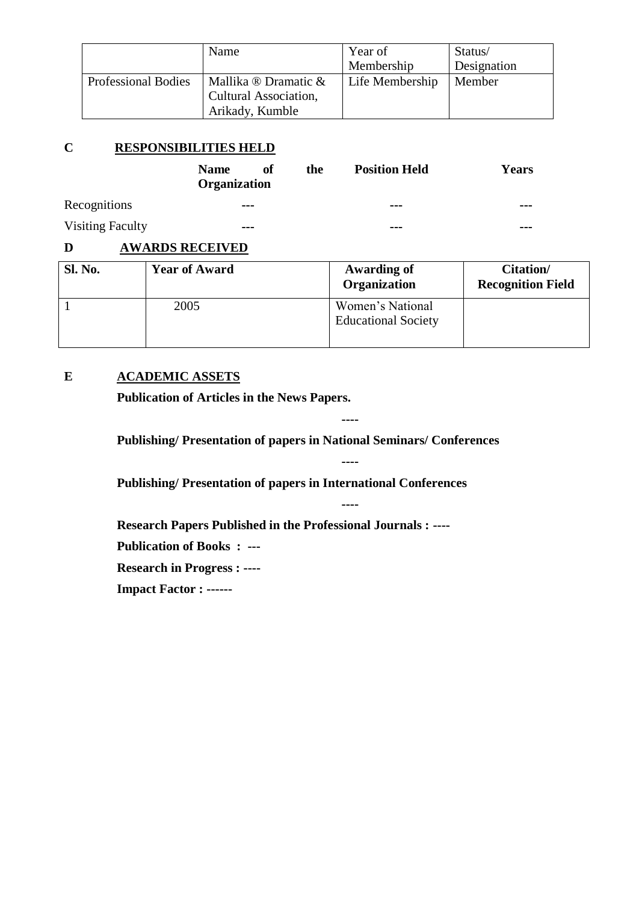| | Name | Year of Membership | Status/ Designation |
|---|---|---|---|
| Professional Bodies | Mallika ® Dramatic & Cultural Association, Arikady, Kumble | Life Membership | Member |

**C** **RESPONSIBILITIES HELD**

| | Name of the Organization | Position Held | Years |
|---|---|---|---|
| Recognitions | --- | --- | --- |
| Visiting Faculty | --- | --- | --- |

**D** **AWARDS RECEIVED**

| Sl. No. | Year of Award | Awarding of Organization | Citation/ Recognition Field |
|---|---|---|---|
| 1 | 2005 | Women's National Educational Society | |

**E** **ACADEMIC ASSETS**

**Publication of Articles in the News Papers.**

----

**Publishing/ Presentation of papers in National Seminars/ Conferences**

----

**Publishing/ Presentation of papers in International Conferences**

----

**Research Papers Published in the Professional Journals : ----**

**Publication of Books : ---**

**Research in Progress : ----**

**Impact Factor : ------**